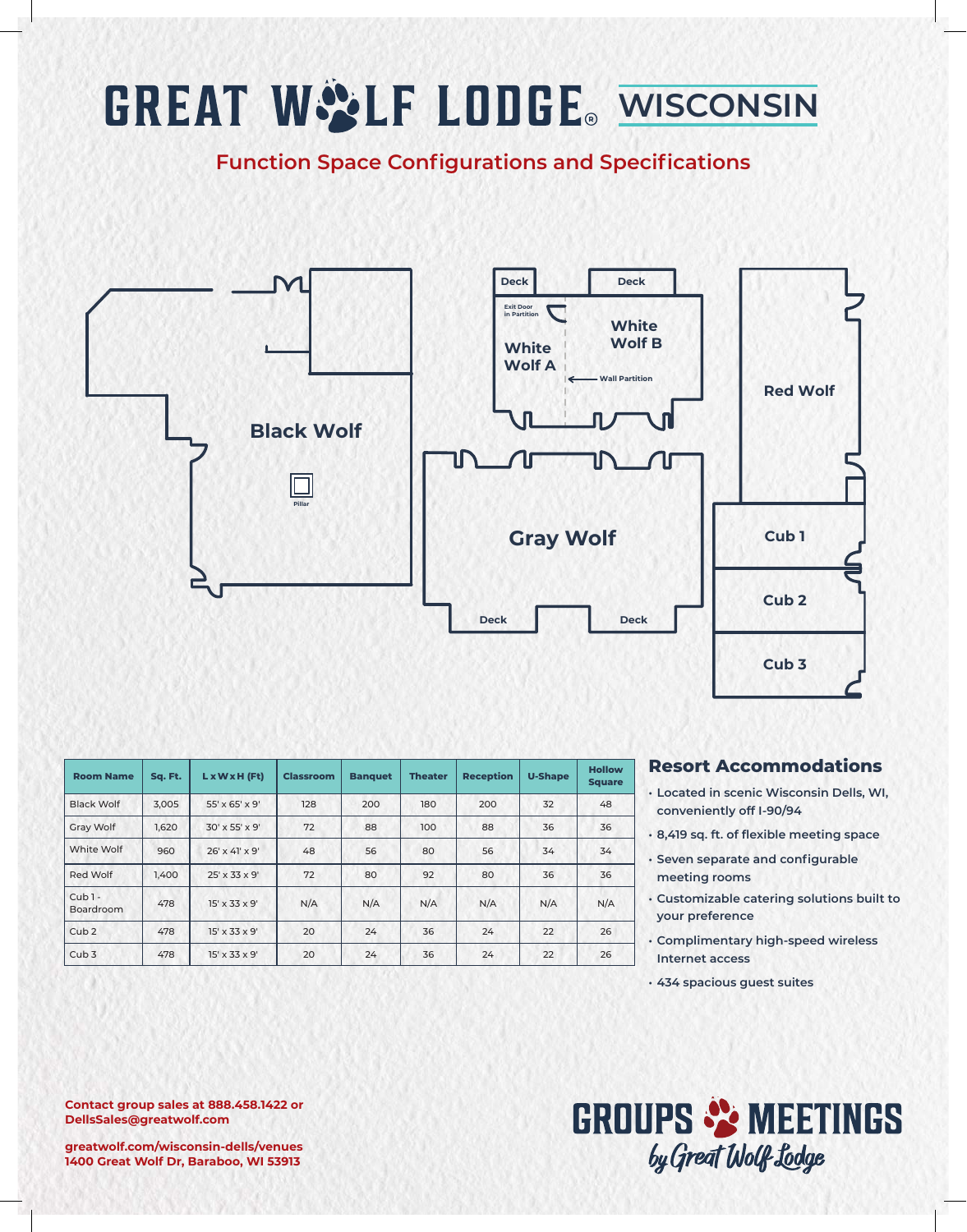# GREAT WOLF LODGE® WISCONSIN

## Function Space Configurations and Specifications

Black Wolf

Pillar

Deck | Deck

Exit Door in Partition

White Wolf A

White Wolf B

Wall Partition

Red Wolf

Gray Wolf

Deck | Deck

Cub 1

Cub 2

Cub 3

| Room Name | Sq. Ft. | L x W x H (Ft) | Classroom | Banquet | Theater | Reception | U-Shape | Hollow Square |
|---|---|---|---|---|---|---|---|---|
| Black Wolf | 3,005 | 55' x 65' x 9' | 128 | 200 | 180 | 200 | 32 | 48 |
| Gray Wolf | 1,620 | 30' x 55' x 9' | 72 | 88 | 100 | 88 | 36 | 36 |
| White Wolf | 960 | 26' x 41' x 9' | 48 | 56 | 80 | 56 | 34 | 34 |
| Red Wolf | 1,400 | 25' x 33 x 9' | 72 | 80 | 92 | 80 | 36 | 36 |
| Cub 1 - Boardroom | 478 | 15' x 33 x 9' | N/A | N/A | N/A | N/A | N/A | N/A |
| Cub 2 | 478 | 15' x 33 x 9' | 20 | 24 | 36 | 24 | 22 | 26 |
| Cub 3 | 478 | 15' x 33 x 9' | 20 | 24 | 36 | 24 | 22 | 26 |

### Resort Accommodations

- Located in scenic Wisconsin Dells, WI, conveniently off I-90/94
- 8,419 sq. ft. of flexible meeting space
- Seven separate and configurable meeting rooms
- Customizable catering solutions built to your preference
- Complimentary high-speed wireless Internet access
- 434 spacious guest suites

**Contact group sales at 888.458.1422 or DellsSales@greatwolf.com**

**greatwolf.com/wisconsin-dells/venues**
**1400 Great Wolf Dr, Baraboo, WI 53913**

GROUPS MEETINGS *by Great Wolf Lodge*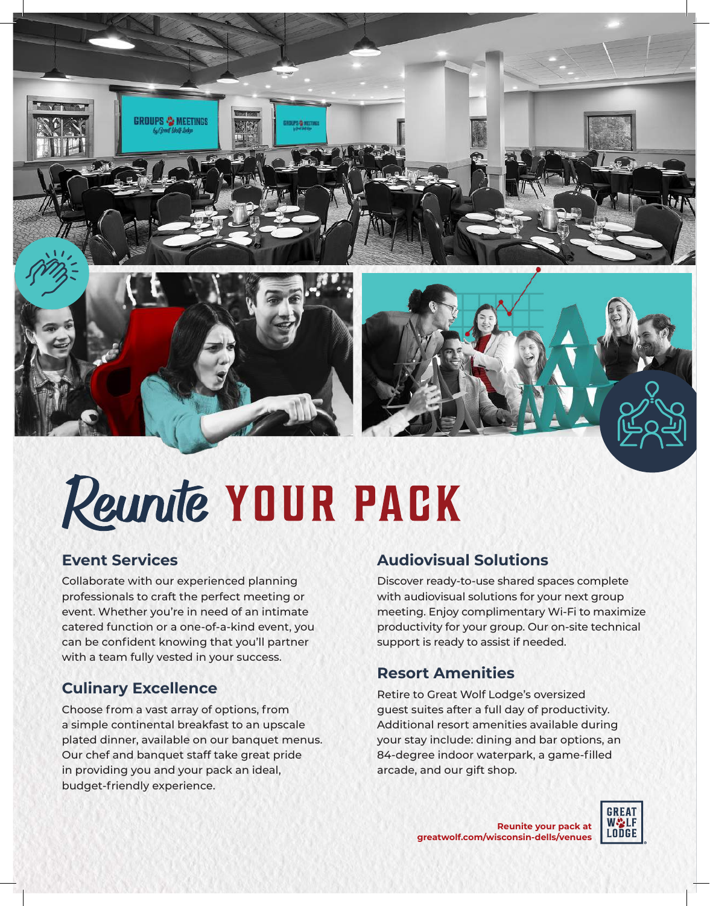# Reunite YOUR PACK

## Event Services

Collaborate with our experienced planning professionals to craft the perfect meeting or event. Whether you're in need of an intimate catered function or a one-of-a-kind event, you can be confident knowing that you'll partner with a team fully vested in your success.

## Culinary Excellence

Choose from a vast array of options, from a simple continental breakfast to an upscale plated dinner, available on our banquet menus. Our chef and banquet staff take great pride in providing you and your pack an ideal, budget-friendly experience.

## Audiovisual Solutions

Discover ready-to-use shared spaces complete with audiovisual solutions for your next group meeting. Enjoy complimentary Wi-Fi to maximize productivity for your group. Our on-site technical support is ready to assist if needed.

## Resort Amenities

Retire to Great Wolf Lodge's oversized guest suites after a full day of productivity. Additional resort amenities available during your stay include: dining and bar options, an 84-degree indoor waterpark, a game-filled arcade, and our gift shop.

**Reunite your pack at greatwolf.com/wisconsin-dells/venues**

GREAT WOLF LODGE®